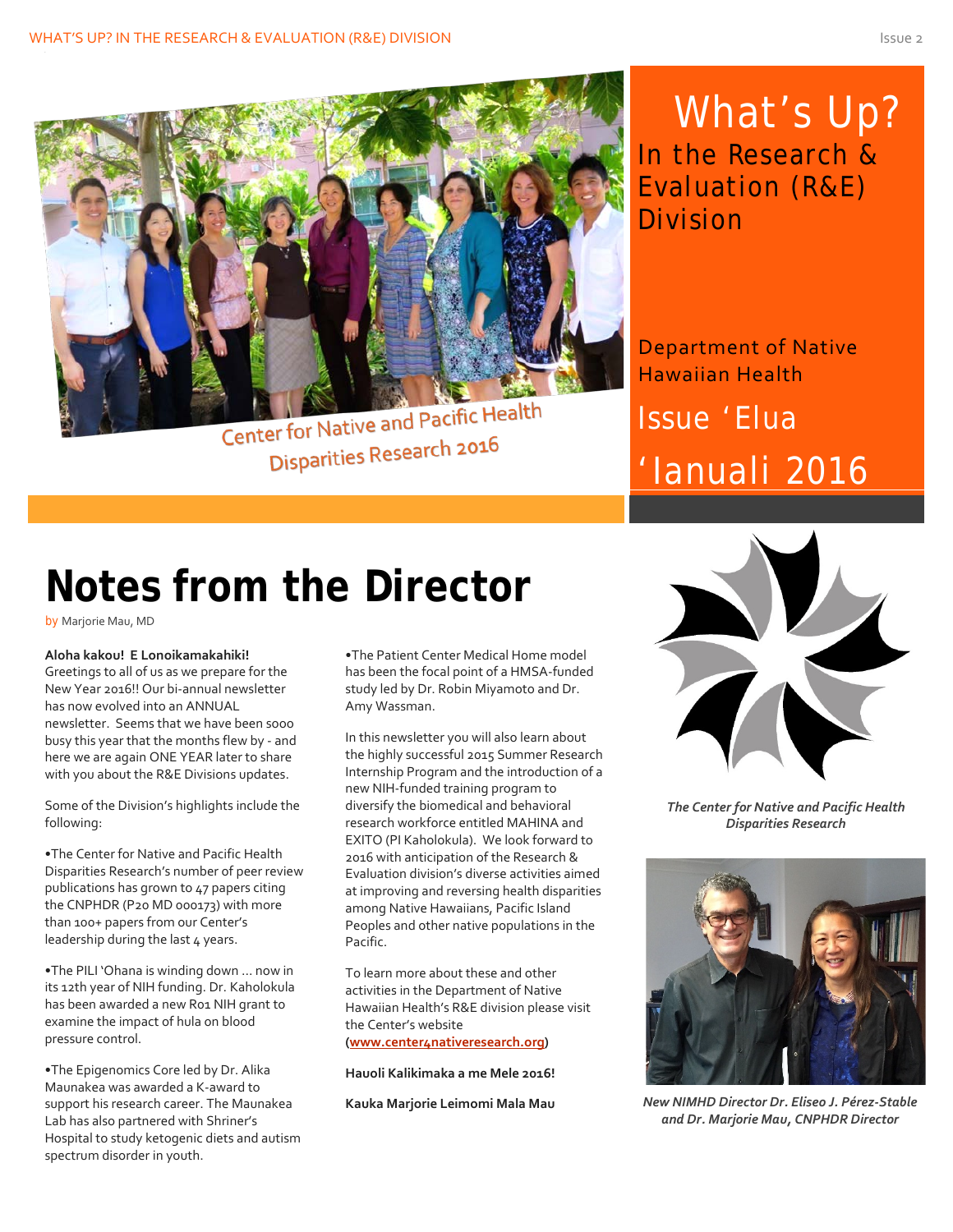Center for Native and Pacific Health Disparities Research 2016

# What's Up?

## In the Research & Evaluation (R&E) Division

Department of Native Hawaiian Health

Issue ʻElua

ʻIanuali 2016

# Notes from the Director

by Marjorie Mau, MD

**Aloha kakou! E Lonoikamakahiki!** Greetings to all of us as we prepare for the New Year 2016!! Our bi-annual newsletter has now evolved into an ANNUAL newsletter. Seems that we have been sooo busy this year that the months flew by - and here we are again ONE YEAR later to share with you about the R&E Divisions updates.

Some of the Division's highlights include the following:

•The Center for Native and Pacific Health Disparities Research's number of peer review publications has grown to 47 papers citing the CNPHDR (P20 MD 000173) with more than 100+ papers from our Center's leadership during the last 4 years.

•The PILI ʻOhana is winding down … now in its 12th year of NIH funding. Dr. Kaholokula has been awarded a new R01 NIH grant to examine the impact of hula on blood pressure control.

•The Epigenomics Core led by Dr. Alika Maunakea was awarded a K-award to support his research career. The Maunakea Lab has also partnered with Shriner's Hospital to study ketogenic diets and autism spectrum disorder in youth.

•The Patient Center Medical Home model has been the focal point of a HMSA-funded study led by Dr. Robin Miyamoto and Dr. Amy Wassman.

In this newsletter you will also learn about the highly successful 2015 Summer Research Internship Program and the introduction of a new NIH-funded training program to diversify the biomedical and behavioral research workforce entitled MAHINA and EXITO (PI Kaholokula). We look forward to 2016 with anticipation of the Research & Evaluation division's diverse activities aimed at improving and reversing health disparities among Native Hawaiians, Pacific Island Peoples and other native populations in the Pacific.

To learn more about these and other activities in the Department of Native Hawaiian Health's R&E division please visit the Center's website (**www.center4nativeresearch.org**)

**Hauoli Kalikimaka a me Mele 2016!**

**Kauka Marjorie Leimomi Mala Mau**

*The Center for Native and Pacific Health Disparities Research*

*New NIMHD Director Dr. Eliseo J. Pérez-Stable and Dr. Marjorie Mau, CNPHDR Director*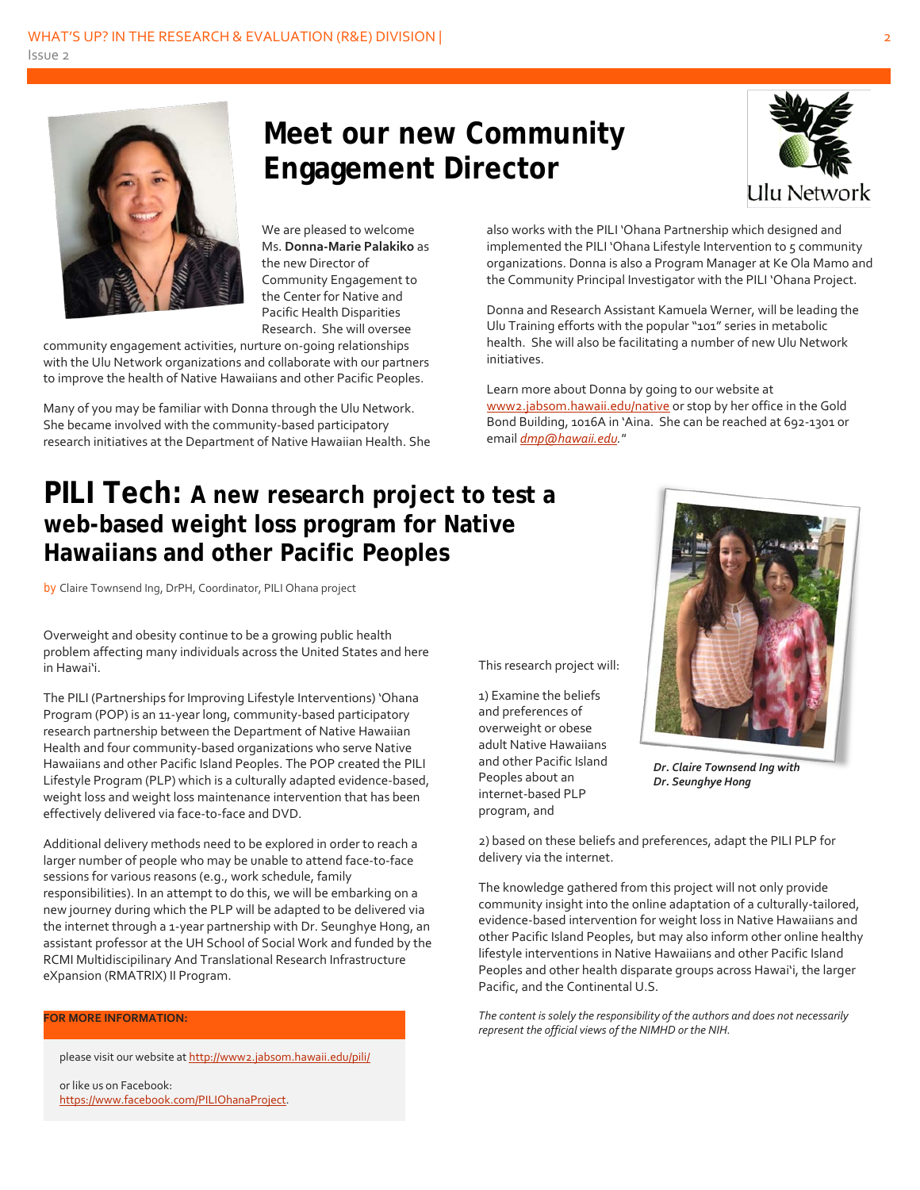# Meet our new Community Engagement Director

Ulu Network

We are pleased to welcome Ms. **Donna-Marie Palakiko** as the new Director of Community Engagement to the Center for Native and Pacific Health Disparities Research. She will oversee community engagement activities, nurture on-going relationships with the Ulu Network organizations and collaborate with our partners to improve the health of Native Hawaiians and other Pacific Peoples.

Many of you may be familiar with Donna through the Ulu Network. She became involved with the community-based participatory research initiatives at the Department of Native Hawaiian Health. She also works with the PILI ʻOhana Partnership which designed and implemented the PILI ʻOhana Lifestyle Intervention to 5 community organizations. Donna is also a Program Manager at Ke Ola Mamo and the Community Principal Investigator with the PILI ʻOhana Project.

Donna and Research Assistant Kamuela Werner, will be leading the Ulu Training efforts with the popular "101" series in metabolic health. She will also be facilitating a number of new Ulu Network initiatives.

Learn more about Donna by going to our website at www2.jabsom.hawaii.edu/native or stop by her office in the Gold Bond Building, 1016A in ʻAina. She can be reached at 692-1301 or email *dmp@hawaii.edu*."

# PILI Tech: A new research project to test a web-based weight loss program for Native Hawaiians and other Pacific Peoples

by Claire Townsend Ing, DrPH, Coordinator, PILI Ohana project

Overweight and obesity continue to be a growing public health problem affecting many individuals across the United States and here in Hawaiʻi.

The PILI (Partnerships for Improving Lifestyle Interventions) ʻOhana Program (POP) is an 11-year long, community-based participatory research partnership between the Department of Native Hawaiian Health and four community-based organizations who serve Native Hawaiians and other Pacific Island Peoples. The POP created the PILI Lifestyle Program (PLP) which is a culturally adapted evidence-based, weight loss and weight loss maintenance intervention that has been effectively delivered via face-to-face and DVD.

Additional delivery methods need to be explored in order to reach a larger number of people who may be unable to attend face-to-face sessions for various reasons (e.g., work schedule, family responsibilities). In an attempt to do this, we will be embarking on a new journey during which the PLP will be adapted to be delivered via the internet through a 1-year partnership with Dr. Seunghye Hong, an assistant professor at the UH School of Social Work and funded by the RCMI Multidisciplinary And Translational Research Infrastructure eXpansion (RMATRIX) II Program.

This research project will:

1) Examine the beliefs and preferences of overweight or obese adult Native Hawaiians and other Pacific Island Peoples about an internet-based PLP program, and

2) based on these beliefs and preferences, adapt the PILI PLP for delivery via the internet.

*Dr. Claire Townsend Ing with Dr. Seunghye Hong*

The knowledge gathered from this project will not only provide community insight into the online adaptation of a culturally-tailored, evidence-based intervention for weight loss in Native Hawaiians and other Pacific Island Peoples, but may also inform other online healthy lifestyle interventions in Native Hawaiians and other Pacific Island Peoples and other health disparate groups across Hawaiʻi, the larger Pacific, and the Continental U.S.

*The content is solely the responsibility of the authors and does not necessarily represent the official views of the NIMHD or the NIH.*

**FOR MORE INFORMATION:**

please visit our website at http://www2.jabsom.hawaii.edu/pili/

or like us on Facebook: https://www.facebook.com/PILIOhanaProject.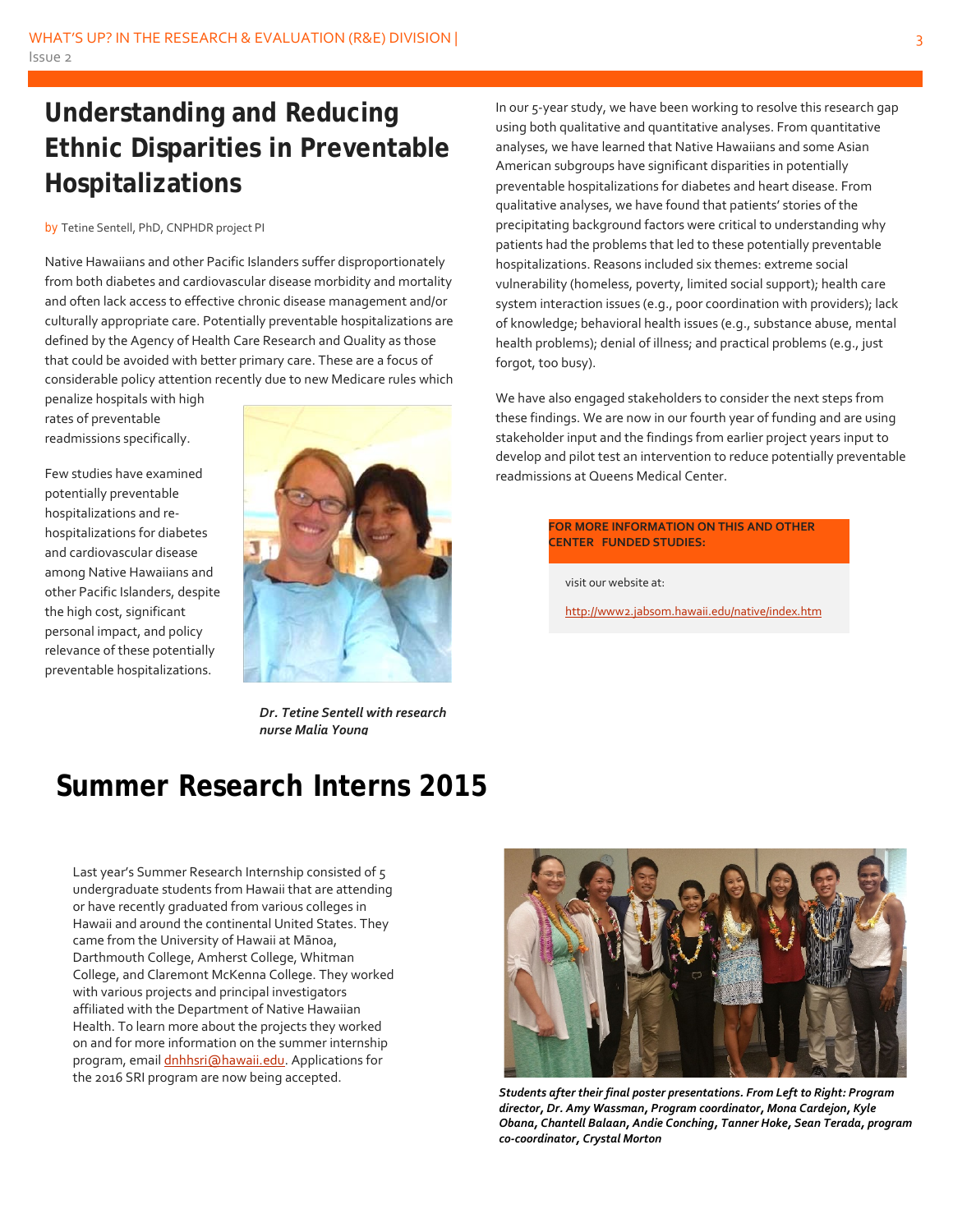# Understanding and Reducing Ethnic Disparities in Preventable Hospitalizations

by Tetine Sentell, PhD, CNPHDR project PI

Native Hawaiians and other Pacific Islanders suffer disproportionately from both diabetes and cardiovascular disease morbidity and mortality and often lack access to effective chronic disease management and/or culturally appropriate care. Potentially preventable hospitalizations are defined by the Agency of Health Care Research and Quality as those that could be avoided with better primary care. These are a focus of considerable policy attention recently due to new Medicare rules which penalize hospitals with high rates of preventable readmissions specifically.

Few studies have examined potentially preventable hospitalizations and re-hospitalizations for diabetes and cardiovascular disease among Native Hawaiians and other Pacific Islanders, despite the high cost, significant personal impact, and policy relevance of these potentially preventable hospitalizations.

*Dr. Tetine Sentell with research nurse Malia Young*

In our 5-year study, we have been working to resolve this research gap using both qualitative and quantitative analyses. From quantitative analyses, we have learned that Native Hawaiians and some Asian American subgroups have significant disparities in potentially preventable hospitalizations for diabetes and heart disease. From qualitative analyses, we have found that patients' stories of the precipitating background factors were critical to understanding why patients had the problems that led to these potentially preventable hospitalizations. Reasons included six themes: extreme social vulnerability (homeless, poverty, limited social support); health care system interaction issues (e.g., poor coordination with providers); lack of knowledge; behavioral health issues (e.g., substance abuse, mental health problems); denial of illness; and practical problems (e.g., just forgot, too busy).

We have also engaged stakeholders to consider the next steps from these findings. We are now in our fourth year of funding and are using stakeholder input and the findings from earlier project years input to develop and pilot test an intervention to reduce potentially preventable readmissions at Queens Medical Center.

**FOR MORE INFORMATION ON THIS AND OTHER CENTER FUNDED STUDIES:**

visit our website at:

http://www2.jabsom.hawaii.edu/native/index.htm

# Summer Research Interns 2015

Last year's Summer Research Internship consisted of 5 undergraduate students from Hawaii that are attending or have recently graduated from various colleges in Hawaii and around the continental United States. They came from the University of Hawaii at Mānoa, Darthmouth College, Amherst College, Whitman College, and Claremont McKenna College. They worked with various projects and principal investigators affiliated with the Department of Native Hawaiian Health. To learn more about the projects they worked on and for more information on the summer internship program, email dnhhsri@hawaii.edu. Applications for the 2016 SRI program are now being accepted.

*Students after their final poster presentations. From Left to Right: Program director, Dr. Amy Wassman, Program coordinator, Mona Cardejon, Kyle Obana, Chantell Balaan, Andie Conching, Tanner Hoke, Sean Terada, program co-coordinator, Crystal Morton*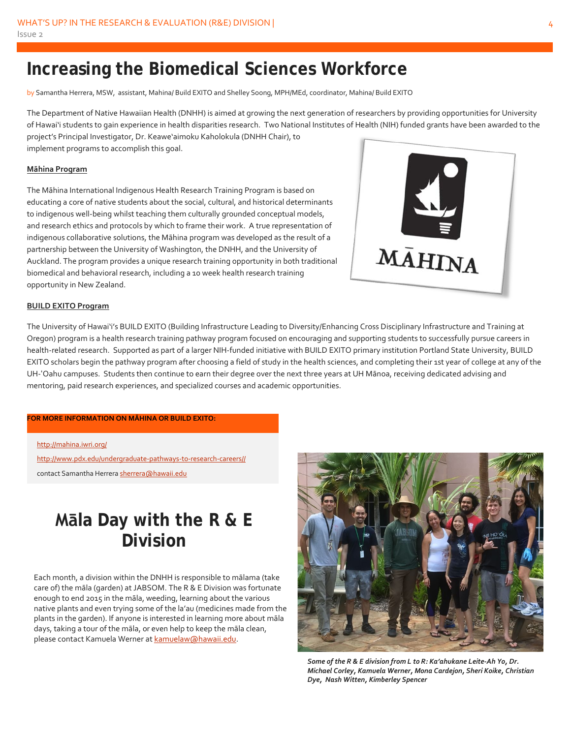# Increasing the Biomedical Sciences Workforce

by Samantha Herrera, MSW, assistant, Mahina/ Build EXITO and Shelley Soong, MPH/MEd, coordinator, Mahina/ Build EXITO

The Department of Native Hawaiian Health (DNHH) is aimed at growing the next generation of researchers by providing opportunities for University of Hawaiʻi students to gain experience in health disparities research. Two National Institutes of Health (NIH) funded grants have been awarded to the project's Principal Investigator, Dr. Keawe'aimoku Kaholokula (DNHH Chair), to implement programs to accomplish this goal.

**Māhina Program**

The Māhina International Indigenous Health Research Training Program is based on educating a core of native students about the social, cultural, and historical determinants to indigenous well-being whilst teaching them culturally grounded conceptual models, and research ethics and protocols by which to frame their work. A true representation of indigenous collaborative solutions, the Māhina program was developed as the result of a partnership between the University of Washington, the DNHH, and the University of Auckland. The program provides a unique research training opportunity in both traditional biomedical and behavioral research, including a 10 week health research training opportunity in New Zealand.

**BUILD EXITO Program**

The University of Hawaiʻi's BUILD EXITO (Building Infrastructure Leading to Diversity/Enhancing Cross Disciplinary Infrastructure and Training at Oregon) program is a health research training pathway program focused on encouraging and supporting students to successfully pursue careers in health-related research. Supported as part of a larger NIH-funded initiative with BUILD EXITO primary institution Portland State University, BUILD EXITO scholars begin the pathway program after choosing a field of study in the health sciences, and completing their 1st year of college at any of the UH-ʻOahu campuses. Students then continue to earn their degree over the next three years at UH Mānoa, receiving dedicated advising and mentoring, paid research experiences, and specialized courses and academic opportunities.

**FOR MORE INFORMATION ON MĀHINA OR BUILD EXITO:**

http://mahina.iwri.org/

http://www.pdx.edu/undergraduate-pathways-to-research-careers//

contact Samantha Herrera sherrera@hawaii.edu

# Māla Day with the R & E Division

Each month, a division within the DNHH is responsible to mālama (take care of) the māla (garden) at JABSOM. The R & E Division was fortunate enough to end 2015 in the māla, weeding, learning about the various native plants and even trying some of the la'au (medicines made from the plants in the garden). If anyone is interested in learning more about māla days, taking a tour of the māla, or even help to keep the māla clean, please contact Kamuela Werner at kamuelaw@hawaii.edu.

*Some of the R & E division from L to R: Ka'ahukane Leite-Ah Yo, Dr. Michael Corley, Kamuela Werner, Mona Cardejon, Sheri Koike, Christian Dye, Nash Witten, Kimberley Spencer*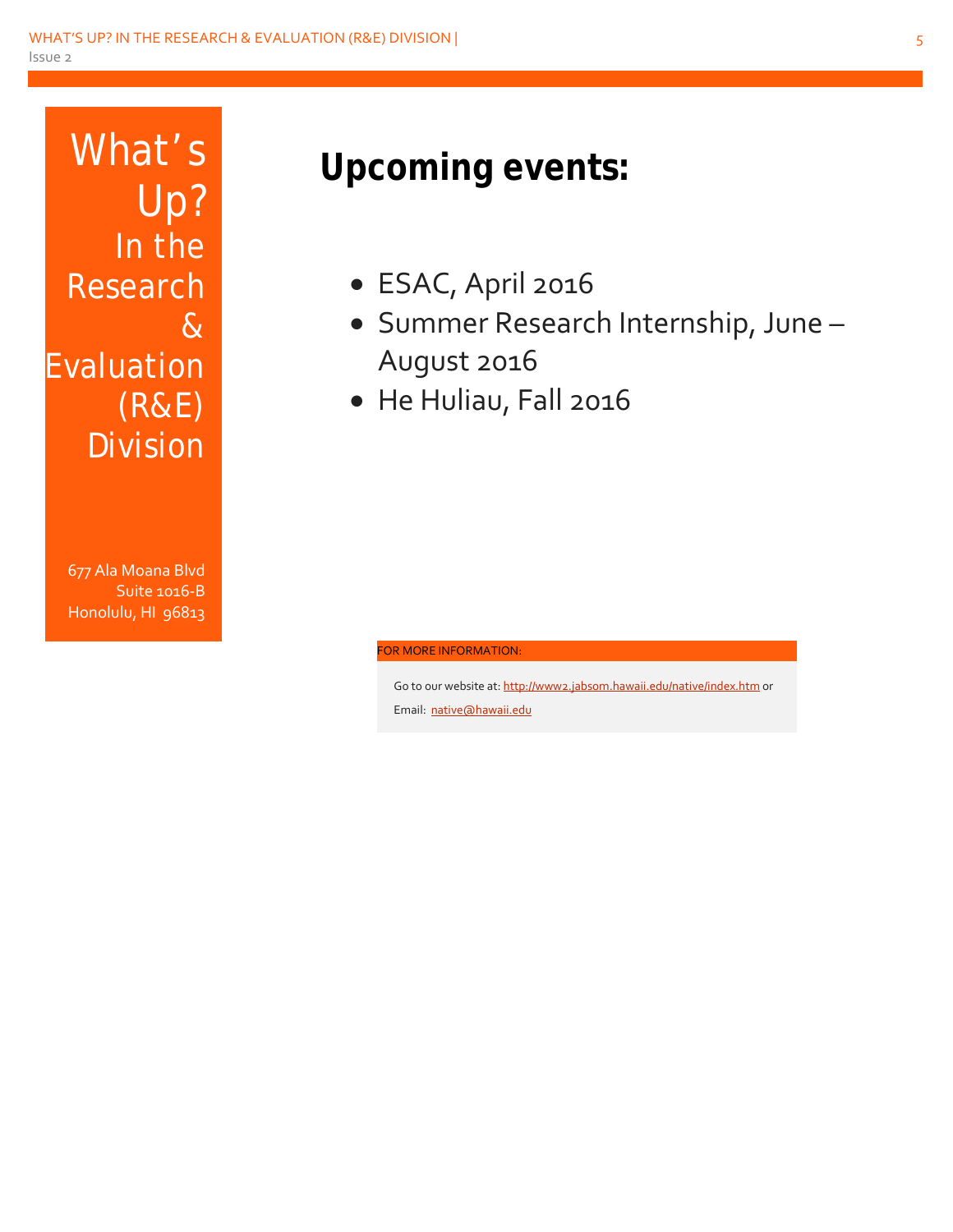What's Up?
In the Research & Evaluation (R&E) Division

677 Ala Moana Blvd
Suite 1016-B
Honolulu, HI 96813

# Upcoming events:

- ESAC, April 2016
- Summer Research Internship, June – August 2016
- He Huliau, Fall 2016

FOR MORE INFORMATION:

Go to our website at: http://www2.jabsom.hawaii.edu/native/index.htm or

Email: native@hawaii.edu